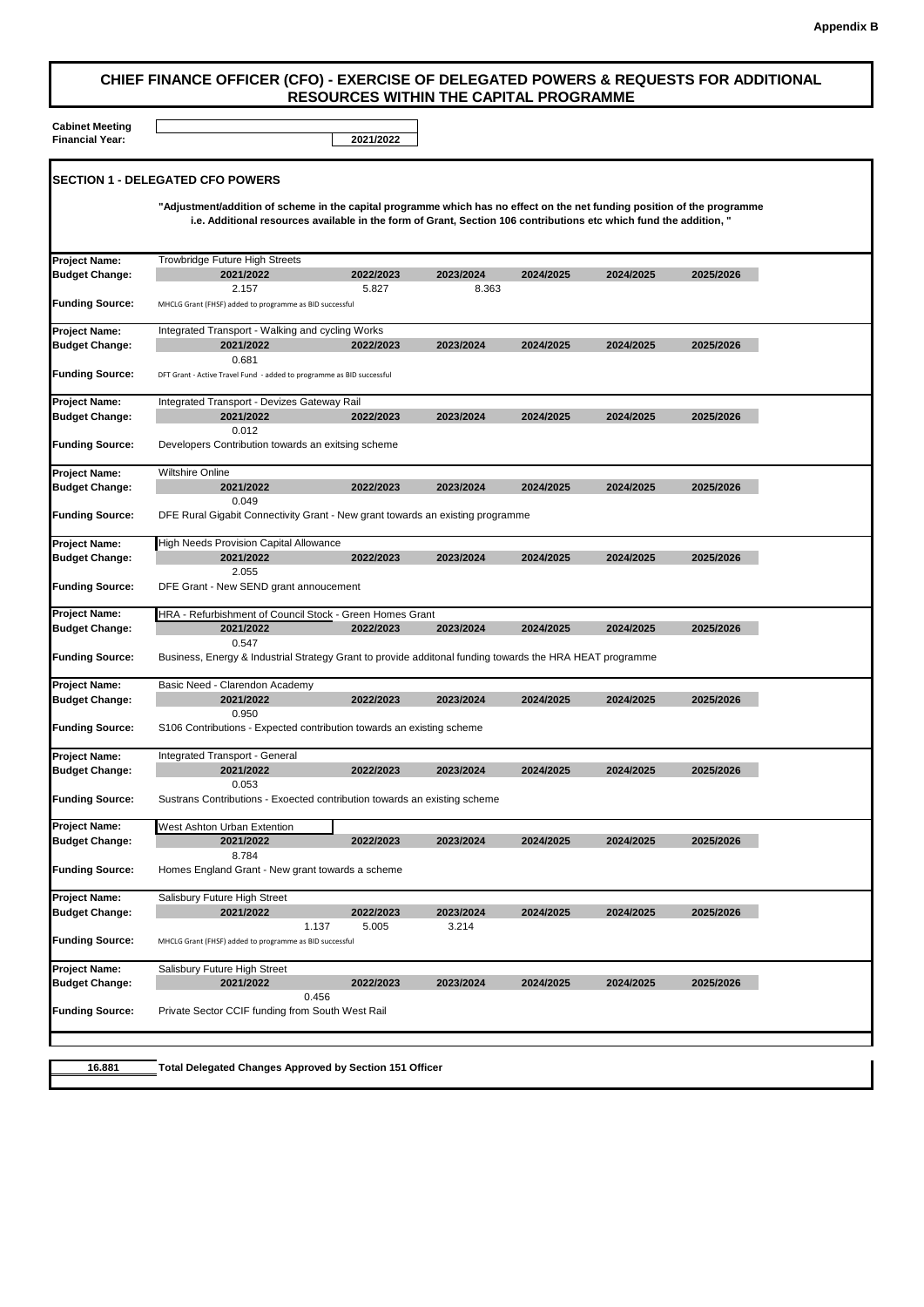Appendix B

# CHIEF FINANCE OFFICER (CFO) - EXERCISE OF DELEGATED POWERS & REQUESTS FOR ADDITIONAL RESOURCES WITHIN THE CAPITAL PROGRAMME

**Cabinet Meeting**
**Financial Year:** 2021/2022

## SECTION 1 - DELEGATED CFO POWERS

**"Adjustment/addition of scheme in the capital programme which has no effect on the net funding position of the programme i.e. Additional resources available in the form of Grant, Section 106 contributions etc which fund the addition, "**

| | | | | | | |
|---|---|---|---|---|---|---|
| **Project Name:** | Trowbridge Future High Streets | | | | | |
| **Budget Change:** | **2021/2022** | **2022/2023** | **2023/2024** | **2024/2025** | **2024/2025** | **2025/2026** |
| | 2.157 | 5.827 | 8.363 | | | |
| **Funding Source:** | MHCLG Grant (FHSF) added to programme as BID successful | | | | | |
| **Project Name:** | Integrated Transport - Walking and cycling Works | | | | | |
| **Budget Change:** | **2021/2022** | **2022/2023** | **2023/2024** | **2024/2025** | **2024/2025** | **2025/2026** |
| | 0.681 | | | | | |
| **Funding Source:** | DFT Grant - Active Travel Fund - added to programme as BID successful | | | | | |
| **Project Name:** | Integrated Transport - Devizes Gateway Rail | | | | | |
| **Budget Change:** | **2021/2022** | **2022/2023** | **2023/2024** | **2024/2025** | **2024/2025** | **2025/2026** |
| | 0.012 | | | | | |
| **Funding Source:** | Developers Contribution towards an exitsing scheme | | | | | |
| **Project Name:** | Wiltshire Online | | | | | |
| **Budget Change:** | **2021/2022** | **2022/2023** | **2023/2024** | **2024/2025** | **2024/2025** | **2025/2026** |
| | 0.049 | | | | | |
| **Funding Source:** | DFE Rural Gigabit Connectivity Grant - New grant towards an existing programme | | | | | |
| **Project Name:** | High Needs Provision Capital Allowance | | | | | |
| **Budget Change:** | **2021/2022** | **2022/2023** | **2023/2024** | **2024/2025** | **2024/2025** | **2025/2026** |
| | 2.055 | | | | | |
| **Funding Source:** | DFE Grant - New SEND grant annoucement | | | | | |
| **Project Name:** | HRA - Refurbishment of Council Stock - Green Homes Grant | | | | | |
| **Budget Change:** | **2021/2022** | **2022/2023** | **2023/2024** | **2024/2025** | **2024/2025** | **2025/2026** |
| | 0.547 | | | | | |
| **Funding Source:** | Business, Energy & Industrial Strategy Grant to provide additonal funding towards the HRA HEAT programme | | | | | |
| **Project Name:** | Basic Need - Clarendon Academy | | | | | |
| **Budget Change:** | **2021/2022** | **2022/2023** | **2023/2024** | **2024/2025** | **2024/2025** | **2025/2026** |
| | 0.950 | | | | | |
| **Funding Source:** | S106 Contributions - Expected contribution towards an existing scheme | | | | | |
| **Project Name:** | Integrated Transport - General | | | | | |
| **Budget Change:** | **2021/2022** | **2022/2023** | **2023/2024** | **2024/2025** | **2024/2025** | **2025/2026** |
| | 0.053 | | | | | |
| **Funding Source:** | Sustrans Contributions - Exoected contribution towards an existing scheme | | | | | |
| **Project Name:** | West Ashton Urban Extention | | | | | |
| **Budget Change:** | **2021/2022** | **2022/2023** | **2023/2024** | **2024/2025** | **2024/2025** | **2025/2026** |
| | 8.784 | | | | | |
| **Funding Source:** | Homes England Grant - New grant towards a scheme | | | | | |
| **Project Name:** | Salisbury Future High Street | | | | | |
| **Budget Change:** | **2021/2022** | **2022/2023** | **2023/2024** | **2024/2025** | **2024/2025** | **2025/2026** |
| | 1.137 | 5.005 | 3.214 | | | |
| **Funding Source:** | MHCLG Grant (FHSF) added to programme as BID successful | | | | | |
| **Project Name:** | Salisbury Future High Street | | | | | |
| **Budget Change:** | **2021/2022** | **2022/2023** | **2023/2024** | **2024/2025** | **2024/2025** | **2025/2026** |
| | 0.456 | | | | | |
| **Funding Source:** | Private Sector CCIF funding from South West Rail | | | | | |

| | |
|---|---|
| 16.881 | **Total Delegated Changes Approved by Section 151 Officer** |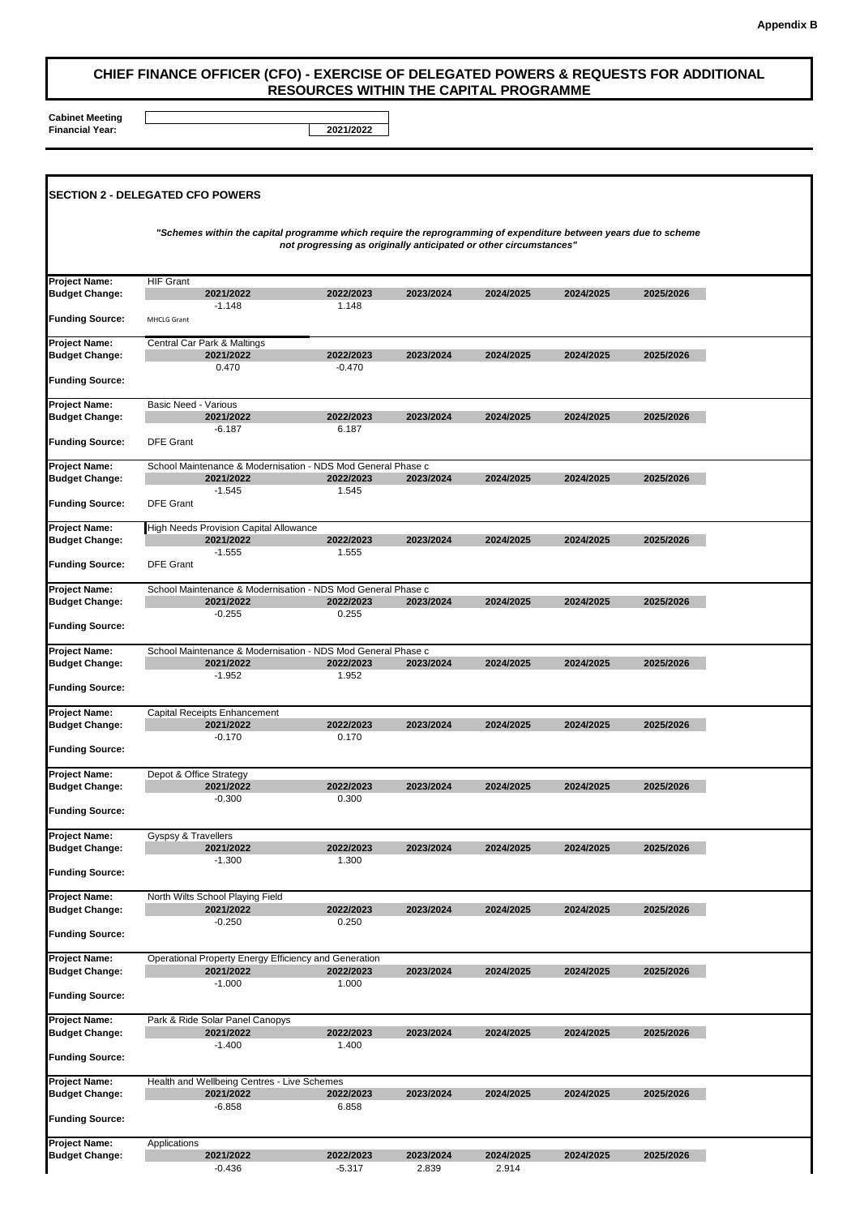**Appendix B**

## CHIEF FINANCE OFFICER (CFO) - EXERCISE OF DELEGATED POWERS & REQUESTS FOR ADDITIONAL RESOURCES WITHIN THE CAPITAL PROGRAMME

**Cabinet Meeting**
**Financial Year:** 2021/2022

### SECTION 2 - DELEGATED CFO POWERS

*"Schemes within the capital programme which require the reprogramming of expenditure between years due to scheme not progressing as originally anticipated or other circumstances"*

**Project Name:** HIF Grant

| Budget Change: | 2021/2022 | 2022/2023 | 2023/2024 | 2024/2025 | 2024/2025 | 2025/2026 |
|---|---|---|---|---|---|---|
| | -1.148 | 1.148 | | | | |

**Funding Source:** MHCLG Grant

**Project Name:** Central Car Park & Maltings

| Budget Change: | 2021/2022 | 2022/2023 | 2023/2024 | 2024/2025 | 2024/2025 | 2025/2026 |
|---|---|---|---|---|---|---|
| | 0.470 | -0.470 | | | | |

**Funding Source:**

**Project Name:** Basic Need - Various

| Budget Change: | 2021/2022 | 2022/2023 | 2023/2024 | 2024/2025 | 2024/2025 | 2025/2026 |
|---|---|---|---|---|---|---|
| | -6.187 | 6.187 | | | | |

**Funding Source:** DFE Grant

**Project Name:** School Maintenance & Modernisation - NDS Mod General Phase c

| Budget Change: | 2021/2022 | 2022/2023 | 2023/2024 | 2024/2025 | 2024/2025 | 2025/2026 |
|---|---|---|---|---|---|---|
| | -1.545 | 1.545 | | | | |

**Funding Source:** DFE Grant

**Project Name:** High Needs Provision Capital Allowance

| Budget Change: | 2021/2022 | 2022/2023 | 2023/2024 | 2024/2025 | 2024/2025 | 2025/2026 |
|---|---|---|---|---|---|---|
| | -1.555 | 1.555 | | | | |

**Funding Source:** DFE Grant

**Project Name:** School Maintenance & Modernisation - NDS Mod General Phase c

| Budget Change: | 2021/2022 | 2022/2023 | 2023/2024 | 2024/2025 | 2024/2025 | 2025/2026 |
|---|---|---|---|---|---|---|
| | -0.255 | 0.255 | | | | |

**Funding Source:**

**Project Name:** School Maintenance & Modernisation - NDS Mod General Phase c

| Budget Change: | 2021/2022 | 2022/2023 | 2023/2024 | 2024/2025 | 2024/2025 | 2025/2026 |
|---|---|---|---|---|---|---|
| | -1.952 | 1.952 | | | | |

**Funding Source:**

**Project Name:** Capital Receipts Enhancement

| Budget Change: | 2021/2022 | 2022/2023 | 2023/2024 | 2024/2025 | 2024/2025 | 2025/2026 |
|---|---|---|---|---|---|---|
| | -0.170 | 0.170 | | | | |

**Funding Source:**

**Project Name:** Depot & Office Strategy

| Budget Change: | 2021/2022 | 2022/2023 | 2023/2024 | 2024/2025 | 2024/2025 | 2025/2026 |
|---|---|---|---|---|---|---|
| | -0.300 | 0.300 | | | | |

**Funding Source:**

**Project Name:** Gyspsy & Travellers

| Budget Change: | 2021/2022 | 2022/2023 | 2023/2024 | 2024/2025 | 2024/2025 | 2025/2026 |
|---|---|---|---|---|---|---|
| | -1.300 | 1.300 | | | | |

**Funding Source:**

**Project Name:** North Wilts School Playing Field

| Budget Change: | 2021/2022 | 2022/2023 | 2023/2024 | 2024/2025 | 2024/2025 | 2025/2026 |
|---|---|---|---|---|---|---|
| | -0.250 | 0.250 | | | | |

**Funding Source:**

**Project Name:** Operational Property Energy Efficiency and Generation

| Budget Change: | 2021/2022 | 2022/2023 | 2023/2024 | 2024/2025 | 2024/2025 | 2025/2026 |
|---|---|---|---|---|---|---|
| | -1.000 | 1.000 | | | | |

**Funding Source:**

**Project Name:** Park & Ride Solar Panel Canopys

| Budget Change: | 2021/2022 | 2022/2023 | 2023/2024 | 2024/2025 | 2024/2025 | 2025/2026 |
|---|---|---|---|---|---|---|
| | -1.400 | 1.400 | | | | |

**Funding Source:**

**Project Name:** Health and Wellbeing Centres - Live Schemes

| Budget Change: | 2021/2022 | 2022/2023 | 2023/2024 | 2024/2025 | 2024/2025 | 2025/2026 |
|---|---|---|---|---|---|---|
| | -6.858 | 6.858 | | | | |

**Funding Source:**

**Project Name:** Applications

| Budget Change: | 2021/2022 | 2022/2023 | 2023/2024 | 2024/2025 | 2024/2025 | 2025/2026 |
|---|---|---|---|---|---|---|
| | -0.436 | -5.317 | 2.839 | 2.914 | | |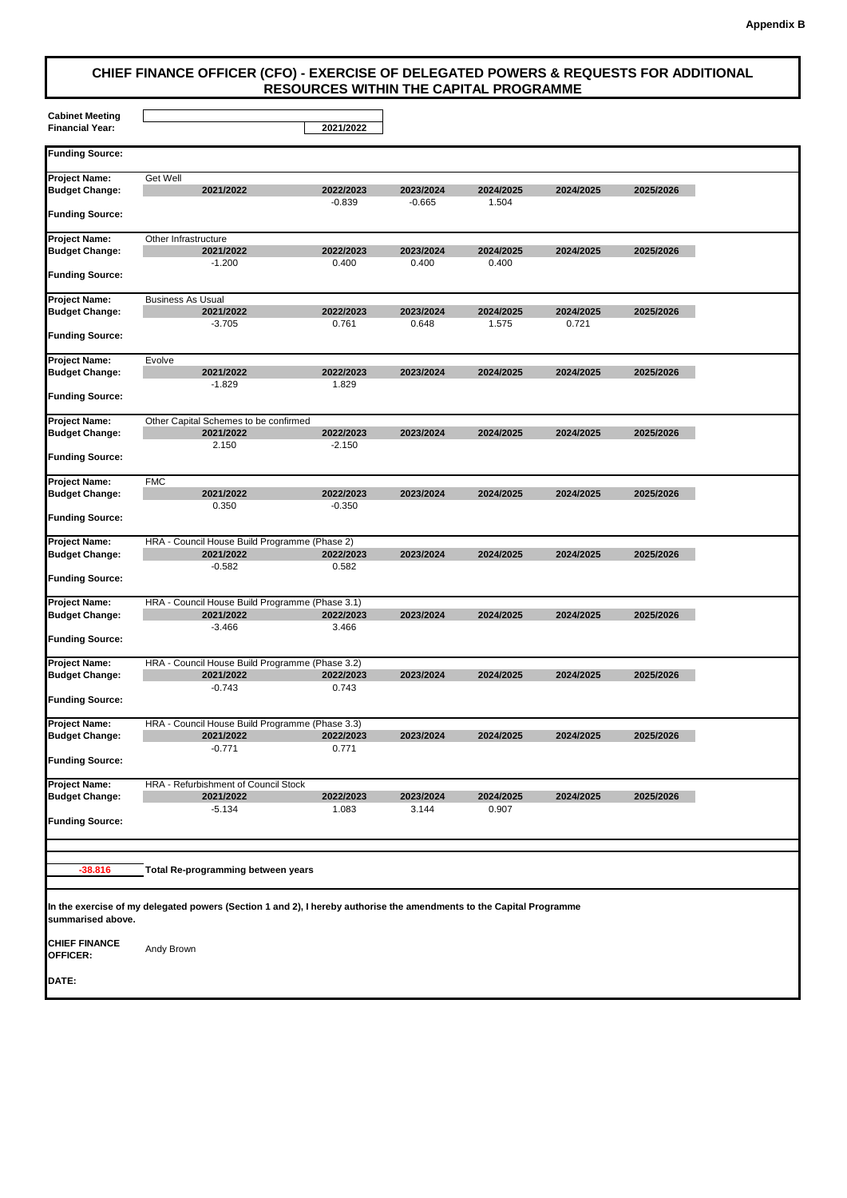Appendix B

# CHIEF FINANCE OFFICER (CFO) - EXERCISE OF DELEGATED POWERS & REQUESTS FOR ADDITIONAL RESOURCES WITHIN THE CAPITAL PROGRAMME

**Cabinet Meeting**

**Financial Year:** 2021/2022

**Funding Source:**

**Project Name:** Get Well

| **Budget Change:** | 2021/2022 | 2022/2023 | 2023/2024 | 2024/2025 | 2024/2025 | 2025/2026 |
|---|---|---|---|---|---|---|
| | | -0.839 | -0.665 | 1.504 | | |

**Funding Source:**

**Project Name:** Other Infrastructure

| **Budget Change:** | 2021/2022 | 2022/2023 | 2023/2024 | 2024/2025 | 2024/2025 | 2025/2026 |
|---|---|---|---|---|---|---|
| | -1.200 | 0.400 | 0.400 | 0.400 | | |

**Funding Source:**

**Project Name:** Business As Usual

| **Budget Change:** | 2021/2022 | 2022/2023 | 2023/2024 | 2024/2025 | 2024/2025 | 2025/2026 |
|---|---|---|---|---|---|---|
| | -3.705 | 0.761 | 0.648 | 1.575 | 0.721 | |

**Funding Source:**

**Project Name:** Evolve

| **Budget Change:** | 2021/2022 | 2022/2023 | 2023/2024 | 2024/2025 | 2024/2025 | 2025/2026 |
|---|---|---|---|---|---|---|
| | -1.829 | 1.829 | | | | |

**Funding Source:**

**Project Name:** Other Capital Schemes to be confirmed

| **Budget Change:** | 2021/2022 | 2022/2023 | 2023/2024 | 2024/2025 | 2024/2025 | 2025/2026 |
|---|---|---|---|---|---|---|
| | 2.150 | -2.150 | | | | |

**Funding Source:**

**Project Name:** FMC

| **Budget Change:** | 2021/2022 | 2022/2023 | 2023/2024 | 2024/2025 | 2024/2025 | 2025/2026 |
|---|---|---|---|---|---|---|
| | 0.350 | -0.350 | | | | |

**Funding Source:**

**Project Name:** HRA - Council House Build Programme (Phase 2)

| **Budget Change:** | 2021/2022 | 2022/2023 | 2023/2024 | 2024/2025 | 2024/2025 | 2025/2026 |
|---|---|---|---|---|---|---|
| | -0.582 | 0.582 | | | | |

**Funding Source:**

**Project Name:** HRA - Council House Build Programme (Phase 3.1)

| **Budget Change:** | 2021/2022 | 2022/2023 | 2023/2024 | 2024/2025 | 2024/2025 | 2025/2026 |
|---|---|---|---|---|---|---|
| | -3.466 | 3.466 | | | | |

**Funding Source:**

**Project Name:** HRA - Council House Build Programme (Phase 3.2)

| **Budget Change:** | 2021/2022 | 2022/2023 | 2023/2024 | 2024/2025 | 2024/2025 | 2025/2026 |
|---|---|---|---|---|---|---|
| | -0.743 | 0.743 | | | | |

**Funding Source:**

**Project Name:** HRA - Council House Build Programme (Phase 3.3)

| **Budget Change:** | 2021/2022 | 2022/2023 | 2023/2024 | 2024/2025 | 2024/2025 | 2025/2026 |
|---|---|---|---|---|---|---|
| | -0.771 | 0.771 | | | | |

**Funding Source:**

**Project Name:** HRA - Refurbishment of Council Stock

| **Budget Change:** | 2021/2022 | 2022/2023 | 2023/2024 | 2024/2025 | 2024/2025 | 2025/2026 |
|---|---|---|---|---|---|---|
| | -5.134 | 1.083 | 3.144 | 0.907 | | |

**Funding Source:**

**-38.816** **Total Re-programming between years**

**In the exercise of my delegated powers (Section 1 and 2), I hereby authorise the amendments to the Capital Programme summarised above.**

**CHIEF FINANCE OFFICER:** Andy Brown

**DATE:**